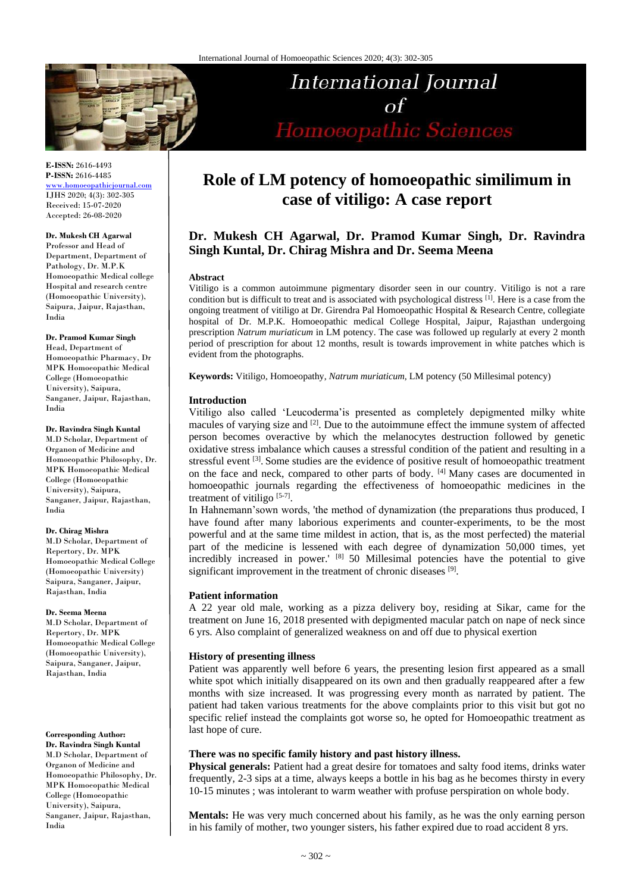# Role of LM potency of homoeopathic similimum in case of vitiligo: A case report

**Dr. Mukesh CH Agarwal, Dr. Pramod Kumar Singh, Dr. Ravindra Singh Kuntal, Dr. Chirag Mishra and Dr. Seema Meena**

**E-ISSN:** 2616-4493
**P-ISSN:** 2616-4485
www.homoeopathicjournal.com
IJHS 2020; 4(3): 302-305
Received: 15-07-2020
Accepted: 26-08-2020

**Dr. Mukesh CH Agarwal**
Professor and Head of Department, Department of Pathology, Dr. M.P.K Homoeopathic Medical college Hospital and research centre (Homoeopathic University), Saipura, Jaipur, Rajasthan, India

**Dr. Pramod Kumar Singh**
Head, Department of Homoeopathic Pharmacy, Dr MPK Homoeopathic Medical College (Homoeopathic University), Saipura, Sanganer, Jaipur, Rajasthan, India

**Dr. Ravindra Singh Kuntal**
M.D Scholar, Department of Organon of Medicine and Homoeopathic Philosophy, Dr. MPK Homoeopathic Medical College (Homoeopathic University), Saipura, Sanganer, Jaipur, Rajasthan, India

**Dr. Chirag Mishra**
M.D Scholar, Department of Repertory, Dr. MPK Homoeopathic Medical College (Homoeopathic University) Saipura, Sanganer, Jaipur, Rajasthan, India

**Dr. Seema Meena**
M.D Scholar, Department of Repertory, Dr. MPK Homoeopathic Medical College (Homoeopathic University), Saipura, Sanganer, Jaipur, Rajasthan, India

**Corresponding Author:**
**Dr. Ravindra Singh Kuntal**
M.D Scholar, Department of Organon of Medicine and Homoeopathic Philosophy, Dr. MPK Homoeopathic Medical College (Homoeopathic University), Saipura, Sanganer, Jaipur, Rajasthan, India

### Abstract

Vitiligo is a common autoimmune pigmentary disorder seen in our country. Vitiligo is not a rare condition but is difficult to treat and is associated with psychological distress [1]. Here is a case from the ongoing treatment of vitiligo at Dr. Girendra Pal Homoeopathic Hospital & Research Centre, collegiate hospital of Dr. M.P.K. Homoeopathic medical College Hospital, Jaipur, Rajasthan undergoing prescription *Natrum muriaticum* in LM potency. The case was followed up regularly at every 2 month period of prescription for about 12 months, result is towards improvement in white patches which is evident from the photographs.

**Keywords:** Vitiligo, Homoeopathy, *Natrum muriaticum*, LM potency (50 Millesimal potency)

### Introduction

Vitiligo also called 'Leucoderma'is presented as completely depigmented milky white macules of varying size and [2]. Due to the autoimmune effect the immune system of affected person becomes overactive by which the melanocytes destruction followed by genetic oxidative stress imbalance which causes a stressful condition of the patient and resulting in a stressful event [3]. Some studies are the evidence of positive result of homoeopathic treatment on the face and neck, compared to other parts of body. [4] Many cases are documented in homoeopathic journals regarding the effectiveness of homoeopathic medicines in the treatment of vitiligo [5-7].

In Hahnemann'sown words, 'the method of dynamization (the preparations thus produced, I have found after many laborious experiments and counter-experiments, to be the most powerful and at the same time mildest in action, that is, as the most perfected) the material part of the medicine is lessened with each degree of dynamization 50,000 times, yet incredibly increased in power.' [8] 50 Millesimal potencies have the potential to give significant improvement in the treatment of chronic diseases [9].

### Patient information

A 22 year old male, working as a pizza delivery boy, residing at Sikar, came for the treatment on June 16, 2018 presented with depigmented macular patch on nape of neck since 6 yrs. Also complaint of generalized weakness on and off due to physical exertion

### History of presenting illness

Patient was apparently well before 6 years, the presenting lesion first appeared as a small white spot which initially disappeared on its own and then gradually reappeared after a few months with size increased. It was progressing every month as narrated by patient. The patient had taken various treatments for the above complaints prior to this visit but got no specific relief instead the complaints got worse so, he opted for Homoeopathic treatment as last hope of cure.

### There was no specific family history and past history illness.

**Physical generals:** Patient had a great desire for tomatoes and salty food items, drinks water frequently, 2-3 sips at a time, always keeps a bottle in his bag as he becomes thirsty in every 10-15 minutes ; was intolerant to warm weather with profuse perspiration on whole body.

**Mentals:** He was very much concerned about his family, as he was the only earning person in his family of mother, two younger sisters, his father expired due to road accident 8 yrs.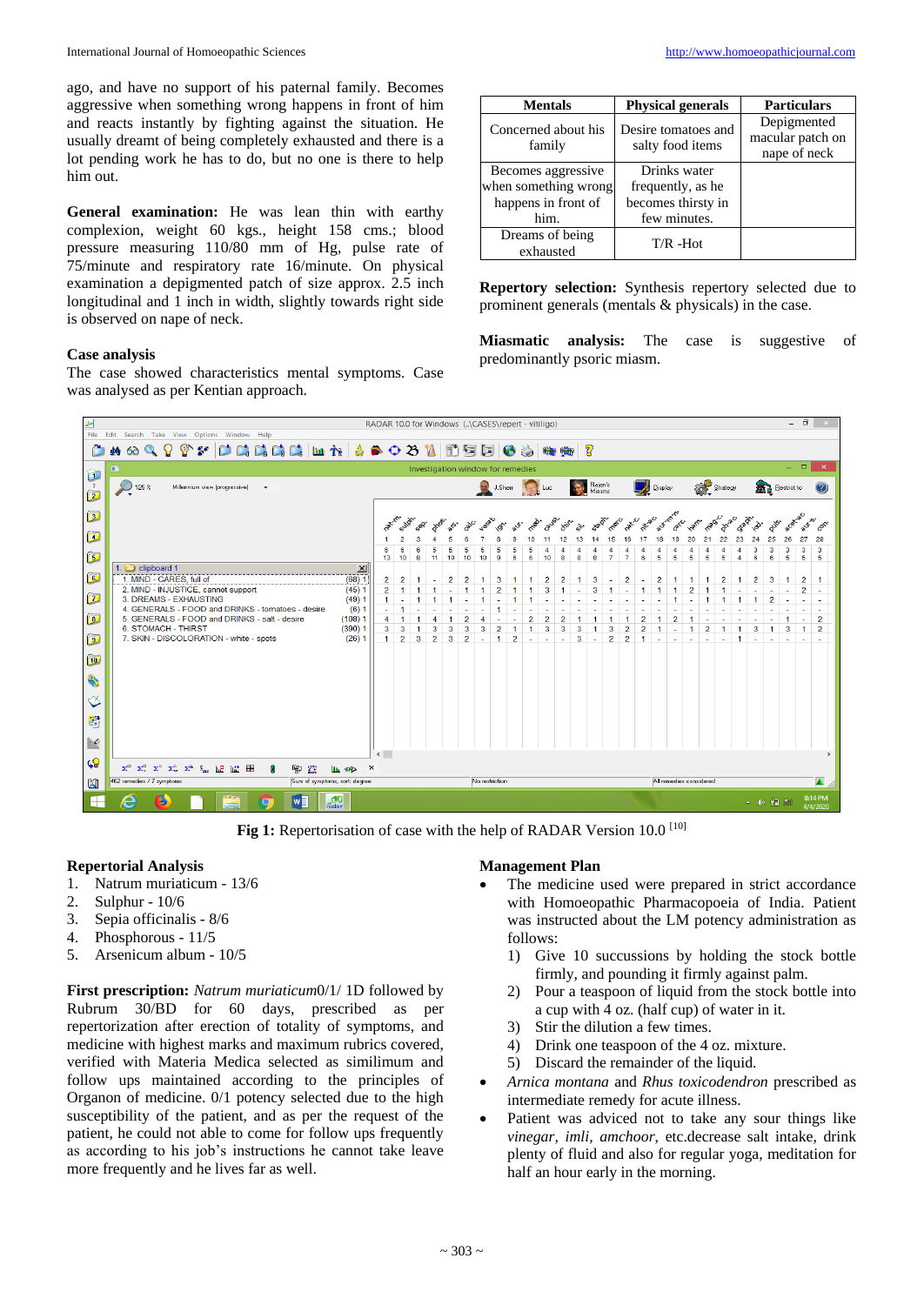ago, and have no support of his paternal family. Becomes aggressive when something wrong happens in front of him and reacts instantly by fighting against the situation. He usually dreamt of being completely exhausted and there is a lot pending work he has to do, but no one is there to help him out.

**General examination:** He was lean thin with earthy complexion, weight 60 kgs., height 158 cms.; blood pressure measuring 110/80 mm of Hg, pulse rate of 75/minute and respiratory rate 16/minute. On physical examination a depigmented patch of size approx. 2.5 inch longitudinal and 1 inch in width, slightly towards right side is observed on nape of neck.

**Case analysis**

The case showed characteristics mental symptoms. Case was analysed as per Kentian approach.

| Mentals | Physical generals | Particulars |
|---|---|---|
| Concerned about his family | Desire tomatoes and salty food items | Depigmented macular patch on nape of neck |
| Becomes aggressive when something wrong happens in front of him. | Drinks water frequently, as he becomes thirsty in few minutes. | |
| Dreams of being exhausted | T/R -Hot | |

**Repertory selection:** Synthesis repertory selected due to prominent generals (mentals & physicals) in the case.

**Miasmatic analysis:** The case is suggestive of predominantly psoric miasm.

Fig 1: Repertorisation of case with the help of RADAR Version 10.0 [10]

**Repertorial Analysis**

1. Natrum muriaticum - 13/6
2. Sulphur - 10/6
3. Sepia officinalis - 8/6
4. Phosphorous - 11/5
5. Arsenicum album - 10/5

**First prescription:** *Natrum muriaticum*0/1/ 1D followed by Rubrum 30/BD for 60 days, prescribed as per repertorization after erection of totality of symptoms, and medicine with highest marks and maximum rubrics covered, verified with Materia Medica selected as similimum and follow ups maintained according to the principles of Organon of medicine. 0/1 potency selected due to the high susceptibility of the patient, and as per the request of the patient, he could not able to come for follow ups frequently as according to his job's instructions he cannot take leave more frequently and he lives far as well.

**Management Plan**

- The medicine used were prepared in strict accordance with Homoeopathic Pharmacopoeia of India. Patient was instructed about the LM potency administration as follows:
  1) Give 10 successions by holding the stock bottle firmly, and pounding it firmly against palm.
  2) Pour a teaspoon of liquid from the stock bottle into a cup with 4 oz. (half cup) of water in it.
  3) Stir the dilution a few times.
  4) Drink one teaspoon of the 4 oz. mixture.
  5) Discard the remainder of the liquid.
- *Arnica montana* and *Rhus toxicodendron* prescribed as intermediate remedy for acute illness.
- Patient was adviced not to take any sour things like *vinegar*, *imli*, *amchoor*, etc.decrease salt intake, drink plenty of fluid and also for regular yoga, meditation for half an hour early in the morning.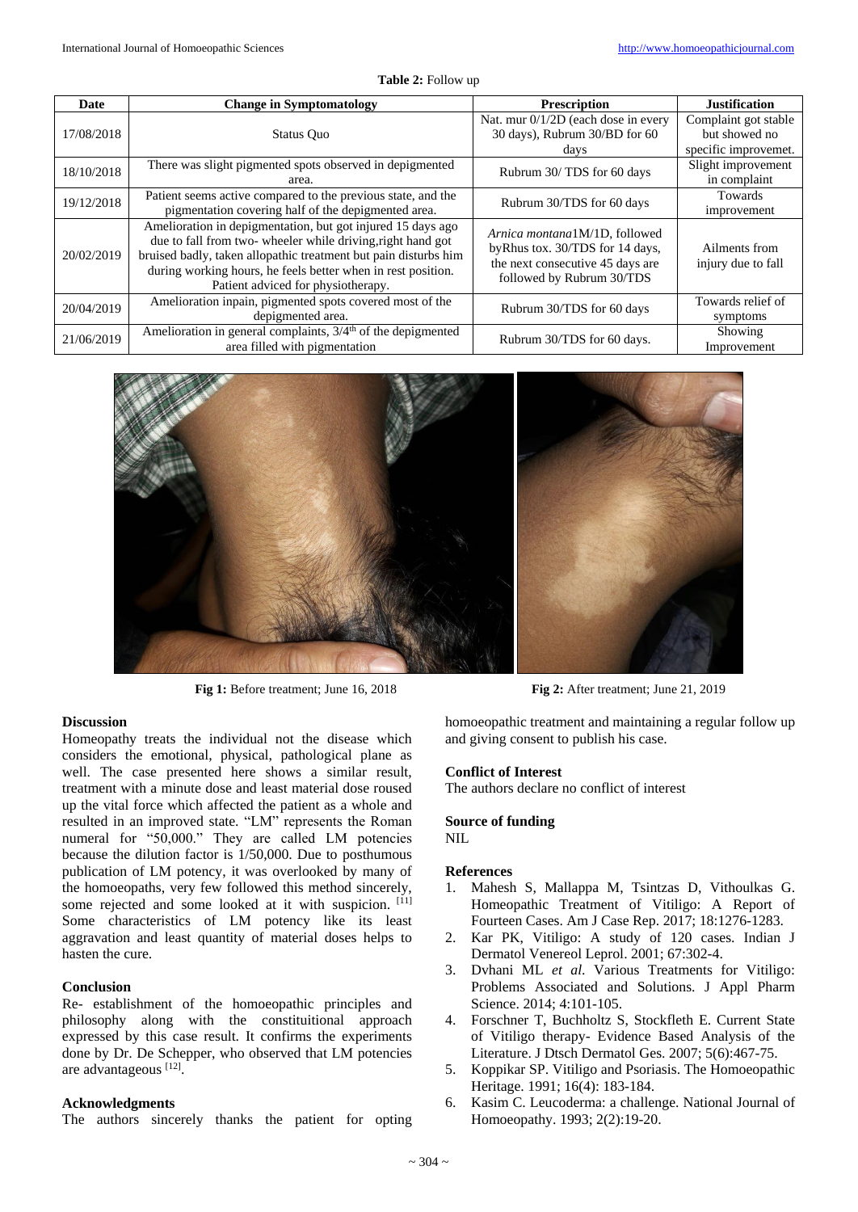**Table 2:** Follow up

| Date | Change in Symptomatology | Prescription | Justification |
|---|---|---|---|
| 17/08/2018 | Status Quo | Nat. mur 0/1/2D (each dose in every 30 days), Rubrum 30/BD for 60 days | Complaint got stable but showed no specific improvemet. |
| 18/10/2018 | There was slight pigmented spots observed in depigmented area. | Rubrum 30/ TDS for 60 days | Slight improvement in complaint |
| 19/12/2018 | Patient seems active compared to the previous state, and the pigmentation covering half of the depigmented area. | Rubrum 30/TDS for 60 days | Towards improvement |
| 20/02/2019 | Amelioration in depigmentation, but got injured 15 days ago due to fall from two- wheeler while driving,right hand got bruised badly, taken allopathic treatment but pain disturbs him during working hours, he feels better when in rest position. Patient adviced for physiotherapy. | *Arnica montana*1M/1D, followed byRhus tox. 30/TDS for 14 days, the next consecutive 45 days are followed by Rubrum 30/TDS | Ailments from injury due to fall |
| 20/04/2019 | Amelioration inpain, pigmented spots covered most of the depigmented area. | Rubrum 30/TDS for 60 days | Towards relief of symptoms |
| 21/06/2019 | Amelioration in general complaints, 3/4th of the depigmented area filled with pigmentation | Rubrum 30/TDS for 60 days. | Showing Improvement |

**Fig 1:** Before treatment; June 16, 2018

**Fig 2:** After treatment; June 21, 2019

### Discussion

Homeopathy treats the individual not the disease which considers the emotional, physical, pathological plane as well. The case presented here shows a similar result, treatment with a minute dose and least material dose roused up the vital force which affected the patient as a whole and resulted in an improved state. "LM" represents the Roman numeral for "50,000." They are called LM potencies because the dilution factor is 1/50,000. Due to posthumous publication of LM potency, it was overlooked by many of the homoeopaths, very few followed this method sincerely, some rejected and some looked at it with suspicion. [11] Some characteristics of LM potency like its least aggravation and least quantity of material doses helps to hasten the cure.

### Conclusion

Re- establishment of the homoeopathic principles and philosophy along with the constituitional approach expressed by this case result. It confirms the experiments done by Dr. De Schepper, who observed that LM potencies are advantageous [12].

### Acknowledgments

The authors sincerely thanks the patient for opting homoeopathic treatment and maintaining a regular follow up and giving consent to publish his case.

### Conflict of Interest

The authors declare no conflict of interest

### Source of funding

NIL

### References

1. Mahesh S, Mallappa M, Tsintzas D, Vithoulkas G. Homeopathic Treatment of Vitiligo: A Report of Fourteen Cases. Am J Case Rep. 2017; 18:1276-1283.
2. Kar PK, Vitiligo: A study of 120 cases. Indian J Dermatol Venereol Leprol. 2001; 67:302-4.
3. Dvhani ML *et al.* Various Treatments for Vitiligo: Problems Associated and Solutions. J Appl Pharm Science. 2014; 4:101-105.
4. Forschner T, Buchholtz S, Stockfleth E. Current State of Vitiligo therapy- Evidence Based Analysis of the Literature. J Dtsch Dermatol Ges. 2007; 5(6):467-75.
5. Koppikar SP. Vitiligo and Psoriasis. The Homoeopathic Heritage. 1991; 16(4): 183-184.
6. Kasim C. Leucoderma: a challenge. National Journal of Homoeopathy. 1993; 2(2):19-20.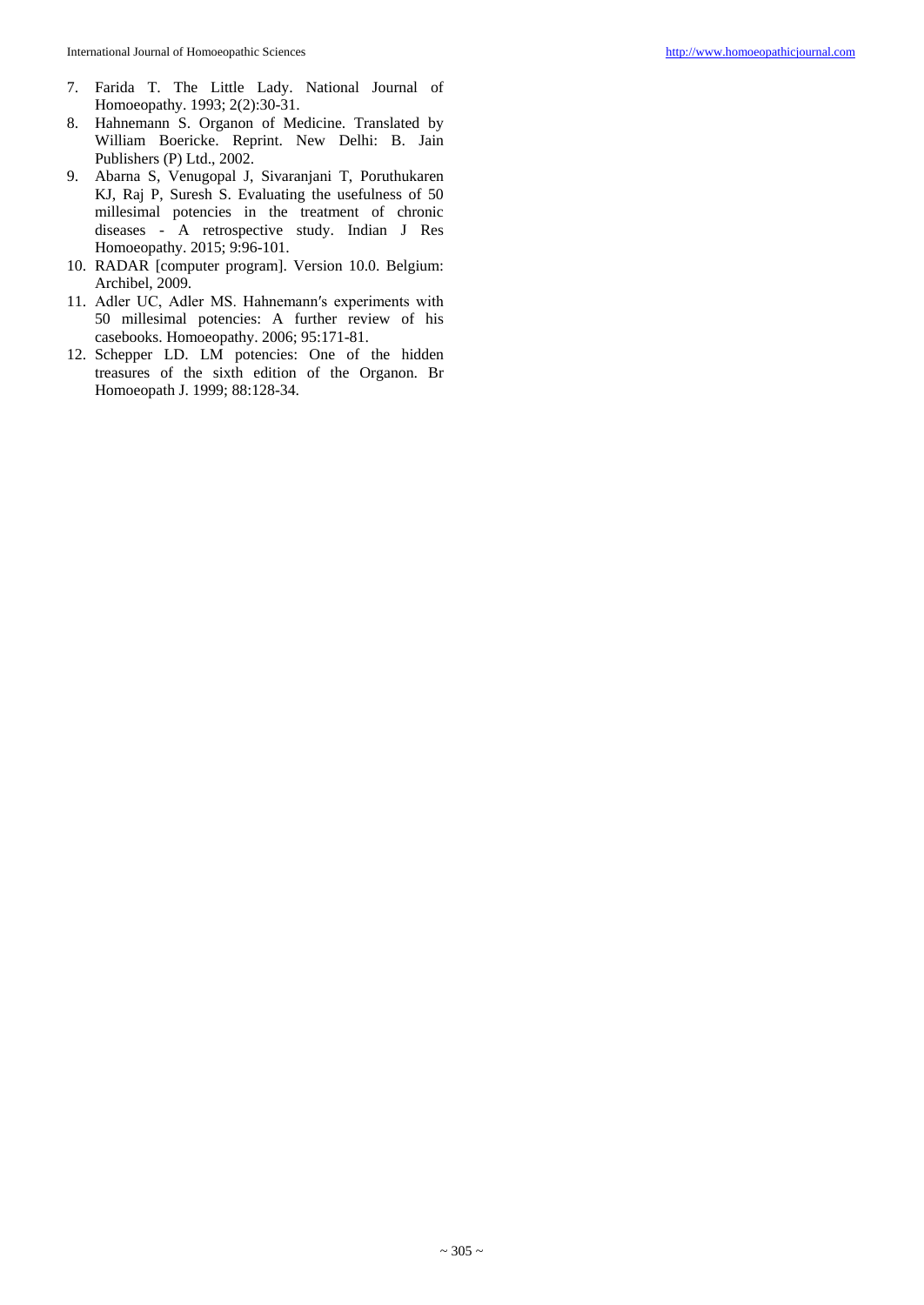7. Farida T. The Little Lady. National Journal of Homoeopathy. 1993; 2(2):30-31.
8. Hahnemann S. Organon of Medicine. Translated by William Boericke. Reprint. New Delhi: B. Jain Publishers (P) Ltd., 2002.
9. Abarna S, Venugopal J, Sivaranjani T, Poruthukaren KJ, Raj P, Suresh S. Evaluating the usefulness of 50 millesimal potencies in the treatment of chronic diseases - A retrospective study. Indian J Res Homoeopathy. 2015; 9:96-101.
10. RADAR [computer program]. Version 10.0. Belgium: Archibel, 2009.
11. Adler UC, Adler MS. Hahnemann′s experiments with 50 millesimal potencies: A further review of his casebooks. Homoeopathy. 2006; 95:171-81.
12. Schepper LD. LM potencies: One of the hidden treasures of the sixth edition of the Organon. Br Homoeopath J. 1999; 88:128-34.